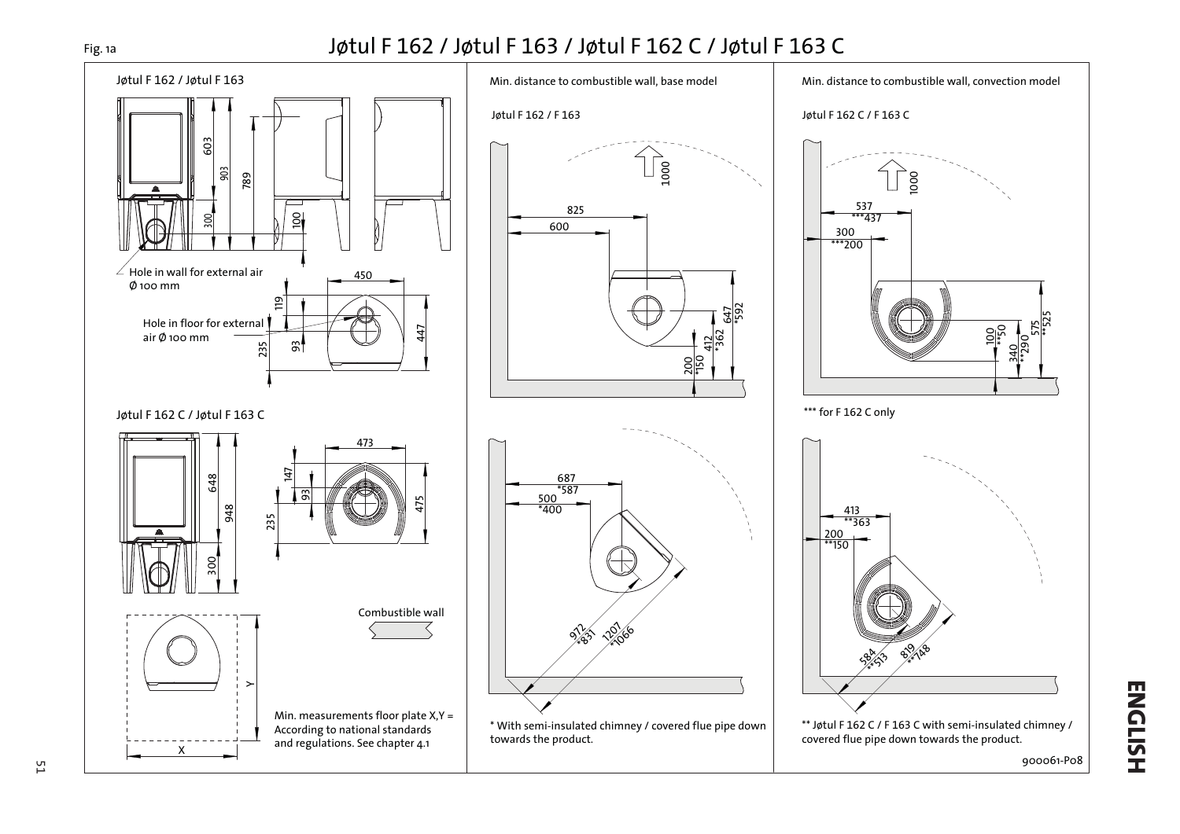Fig. 1a

# Jøtul F 162 / Jøtul F 163 / Jøtul F 162 C / Jøtul F 163 C

Jøtul F 162 / Jøtul F 163

603

903

789

300

100

Hole in wall for external air Ø 100 mm

450

119

Hole in floor for external air Ø 100 mm

93

235

447

Jøtul F 162 C / Jøtul F 163 C

648

948

300

473

147

93

235

475

Combustible wall

X

Y

Min. measurements floor plate X,Y = According to national standards and regulations. See chapter 4.1

Min. distance to combustible wall, base model

Jøtul F 162 / F 163

1000

825

600

647 *592

412 *362

200 *150

687 *587

500 *400

972 *831

1207 *1066

* With semi-insulated chimney / covered flue pipe down towards the product.

Min. distance to combustible wall, convection model

Jøtul F 162 C / F 163 C

1000

537 ***437

300 ***200

575 **525

340 **290

100 **50

*** for F 162 C only

413 **363

200 **150

584 **513

819 **748

** Jøtul F 162 C / F 163 C with semi-insulated chimney / covered flue pipe down towards the product.

900061-P08

ENGLISH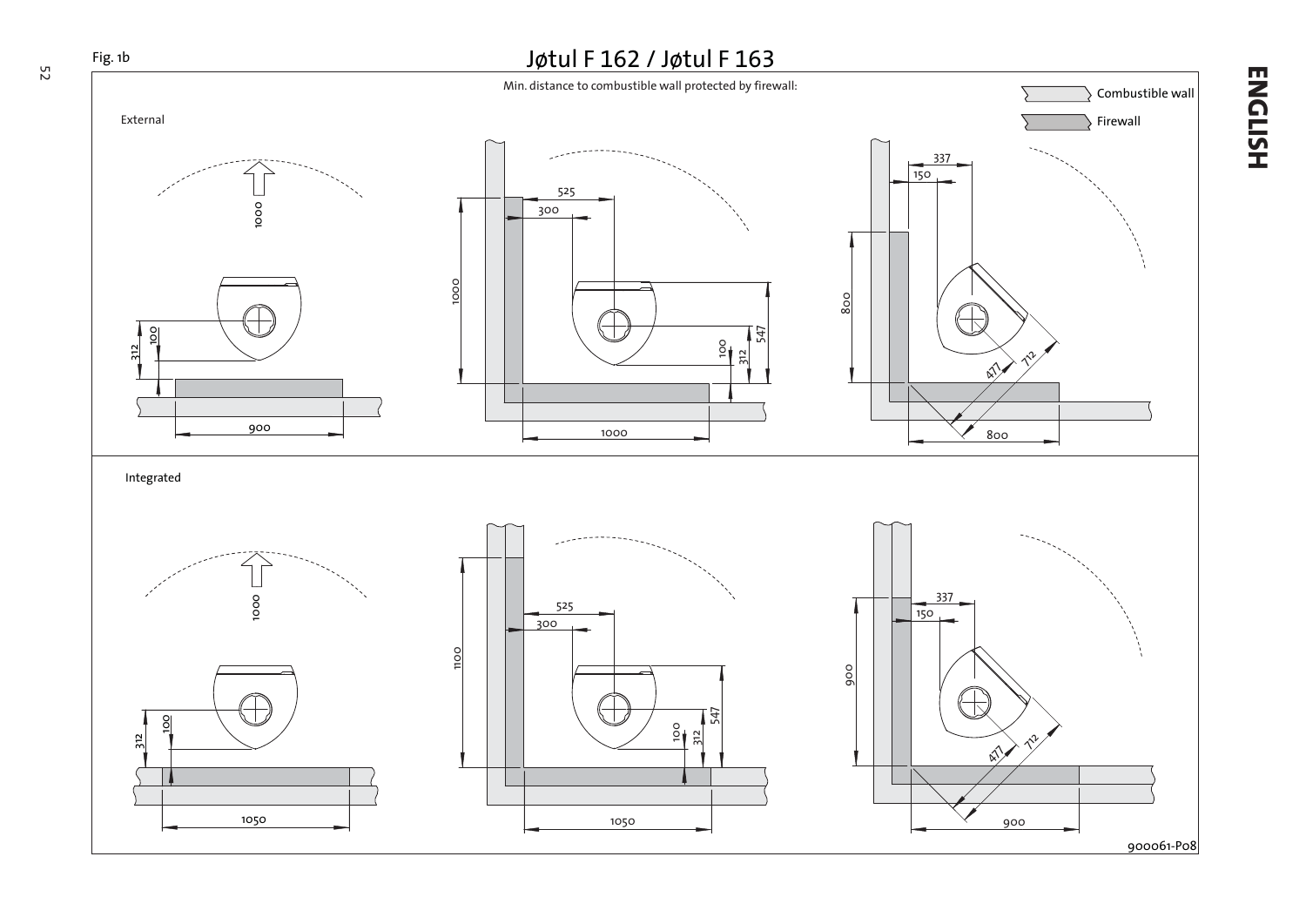Fig. 1b

# Jøtul F 162 / Jøtul F 163

Min. distance to combustible wall protected by firewall:

Combustible wall

Firewall

External

1000

312

100

900

525

300

1000

100

312

547

1000

337

150

800

477

712

800

Integrated

1000

312

100

1050

525

300

1100

100

312

547

1050

337

150

900

477

712

900

900061-P08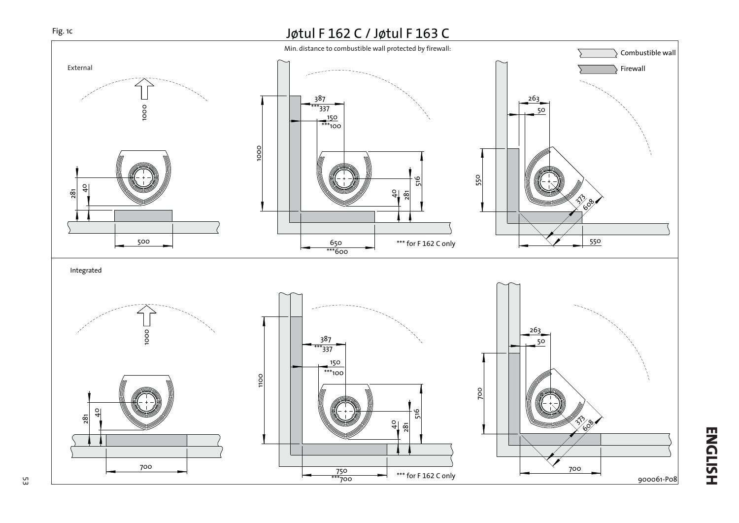Fig. 1c

# Jøtul F 162 C / Jøtul F 163 C

Min. distance to combustible wall protected by firewall:

Combustible wall

Firewall

External

1000

281

40

500

1000

387

***337

150

***100

516

40

281

650

***600

*** for F 162 C only

263

50

550

373

608

550

Integrated

1000

281

40

700

1100

387

***337

150

***100

516

40

281

750

***700

*** for F 162 C only

263

50

700

373

608

700

900061-P08

ENGLISH